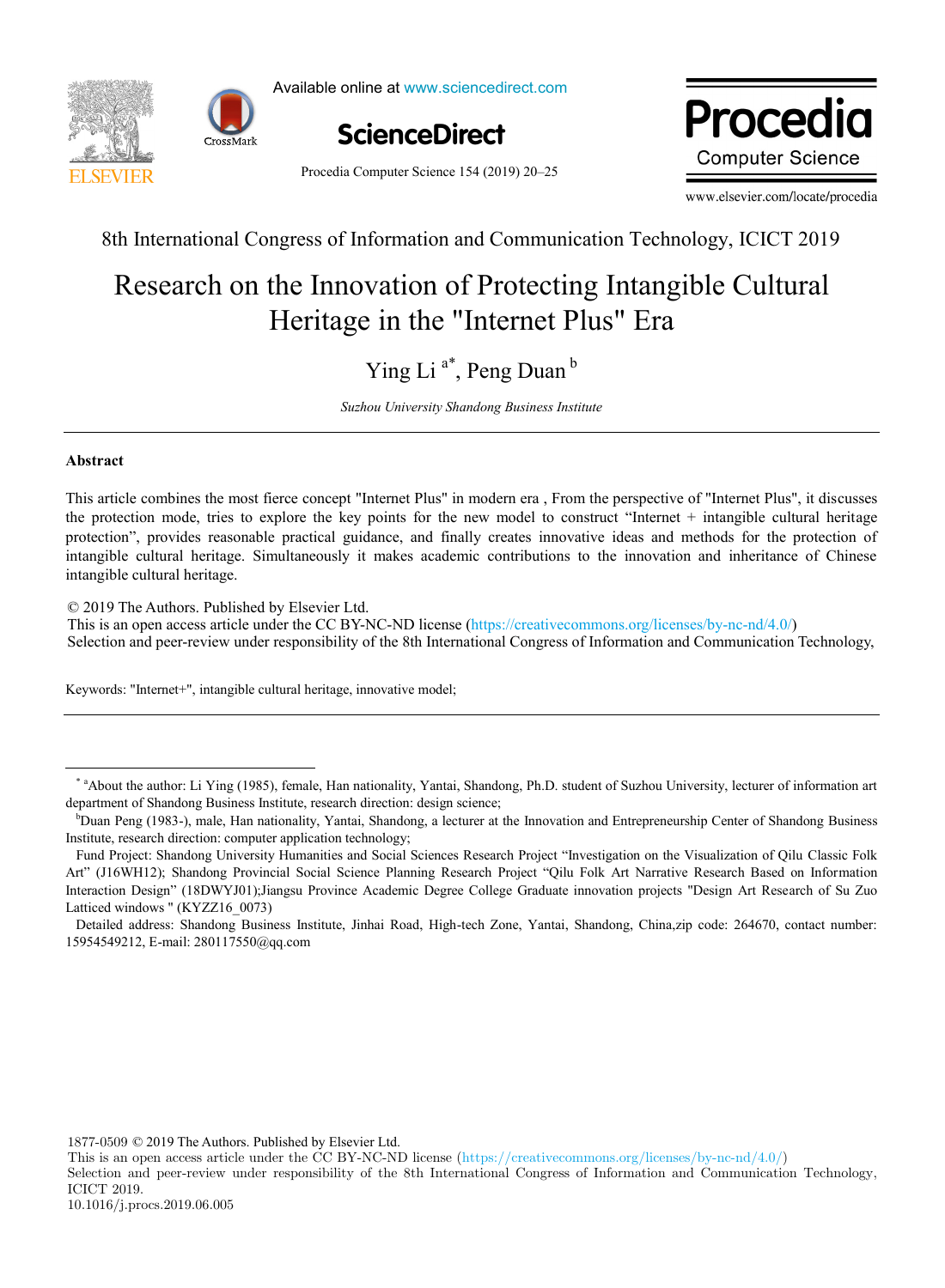8th International Congress of Information and Communication Technology, ICICT 2019

# Research on the Innovation of Protecting Intangible Cultural Heritage in the "Internet Plus" Era

Ying Li [a*], Peng Duan [b]

*Suzhou University Shandong Business Institute*

---

## Abstract

This article combines the most fierce concept "Internet Plus" in modern era , From the perspective of "Internet Plus", it discusses the protection mode, tries to explore the key points for the new model to construct “Internet + intangible cultural heritage protection”, provides reasonable practical guidance, and finally creates innovative ideas and methods for the protection of intangible cultural heritage. Simultaneously it makes academic contributions to the innovation and inheritance of Chinese intangible cultural heritage.

© 2019 The Authors. Published by Elsevier Ltd.
This is an open access article under the CC BY-NC-ND license (https://creativecommons.org/licenses/by-nc-nd/4.0/)
Selection and peer-review under responsibility of the 8th International Congress of Information and Communication Technology,

Keywords: "Internet+", intangible cultural heritage, innovative model;

---

[*] [a]About the author: Li Ying (1985), female, Han nationality, Yantai, Shandong, Ph.D. student of Suzhou University, lecturer of information art department of Shandong Business Institute, research direction: design science;

[b]Duan Peng (1983-), male, Han nationality, Yantai, Shandong, a lecturer at the Innovation and Entrepreneurship Center of Shandong Business Institute, research direction: computer application technology;

Fund Project: Shandong University Humanities and Social Sciences Research Project “Investigation on the Visualization of Qilu Classic Folk Art” (J16WH12); Shandong Provincial Social Science Planning Research Project “Qilu Folk Art Narrative Research Based on Information Interaction Design” (18DWYJ01);Jiangsu Province Academic Degree College Graduate innovation projects "Design Art Research of Su Zuo Latticed windows " (KYZZ16_0073)

Detailed address: Shandong Business Institute, Jinhai Road, High-tech Zone, Yantai, Shandong, China,zip code: 264670, contact number: 15954549212, E-mail: 280117550@qq.com

1877-0509 © 2019 The Authors. Published by Elsevier Ltd.
This is an open access article under the CC BY-NC-ND license (https://creativecommons.org/licenses/by-nc-nd/4.0/)
Selection and peer-review under responsibility of the 8th International Congress of Information and Communication Technology, ICICT 2019.
10.1016/j.procs.2019.06.005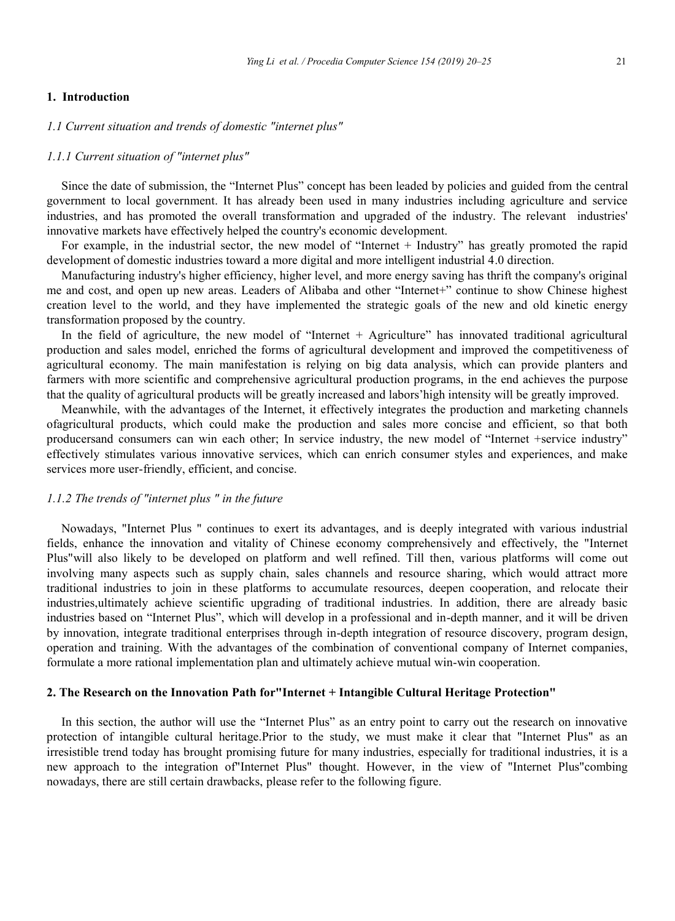## 1. Introduction

### *1.1 Current situation and trends of domestic "internet plus"*

#### *1.1.1 Current situation of "internet plus"*

Since the date of submission, the "Internet Plus" concept has been leaded by policies and guided from the central government to local government. It has already been used in many industries including agriculture and service industries, and has promoted the overall transformation and upgraded of the industry. The relevant industries' innovative markets have effectively helped the country's economic development.

For example, in the industrial sector, the new model of "Internet + Industry" has greatly promoted the rapid development of domestic industries toward a more digital and more intelligent industrial 4.0 direction.

Manufacturing industry's higher efficiency, higher level, and more energy saving has thrift the company's original me and cost, and open up new areas. Leaders of Alibaba and other "Internet+" continue to show Chinese highest creation level to the world, and they have implemented the strategic goals of the new and old kinetic energy transformation proposed by the country.

In the field of agriculture, the new model of "Internet + Agriculture" has innovated traditional agricultural production and sales model, enriched the forms of agricultural development and improved the competitiveness of agricultural economy. The main manifestation is relying on big data analysis, which can provide planters and farmers with more scientific and comprehensive agricultural production programs, in the end achieves the purpose that the quality of agricultural products will be greatly increased and labors'high intensity will be greatly improved.

Meanwhile, with the advantages of the Internet, it effectively integrates the production and marketing channels ofagricultural products, which could make the production and sales more concise and efficient, so that both producersand consumers can win each other; In service industry, the new model of "Internet +service industry" effectively stimulates various innovative services, which can enrich consumer styles and experiences, and make services more user-friendly, efficient, and concise.

#### *1.1.2 The trends of "internet plus " in the future*

Nowadays, "Internet Plus " continues to exert its advantages, and is deeply integrated with various industrial fields, enhance the innovation and vitality of Chinese economy comprehensively and effectively, the "Internet Plus"will also likely to be developed on platform and well refined. Till then, various platforms will come out involving many aspects such as supply chain, sales channels and resource sharing, which would attract more traditional industries to join in these platforms to accumulate resources, deepen cooperation, and relocate their industries,ultimately achieve scientific upgrading of traditional industries. In addition, there are already basic industries based on "Internet Plus", which will develop in a professional and in-depth manner, and it will be driven by innovation, integrate traditional enterprises through in-depth integration of resource discovery, program design, operation and training. With the advantages of the combination of conventional company of Internet companies, formulate a more rational implementation plan and ultimately achieve mutual win-win cooperation.

## 2. The Research on the Innovation Path for"Internet + Intangible Cultural Heritage Protection"

In this section, the author will use the "Internet Plus" as an entry point to carry out the research on innovative protection of intangible cultural heritage.Prior to the study, we must make it clear that "Internet Plus" as an irresistible trend today has brought promising future for many industries, especially for traditional industries, it is a new approach to the integration of"Internet Plus" thought. However, in the view of "Internet Plus"combing nowadays, there are still certain drawbacks, please refer to the following figure.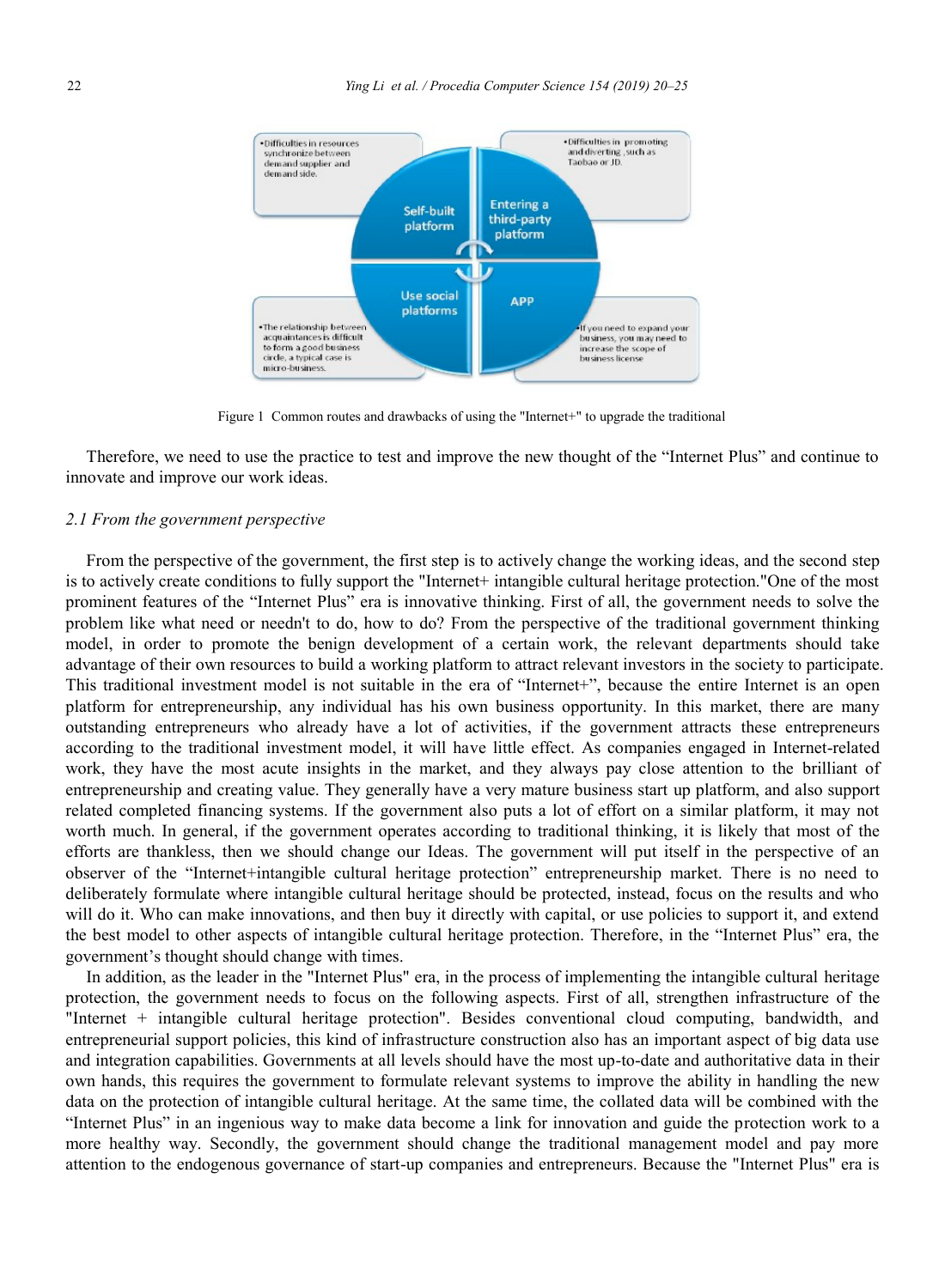•Difficulties in resources synchronize between demand supplier and demand side.

Self-built platform

•Difficulties in promoting and diverting ,such as Taobao or JD.

Entering a third-party platform

Use social platforms

•The relationship between acquaintances is difficult to form a good business circle, a typical case is micro-business.

APP

•If you need to expand your business, you may need to increase the scope of business license

Figure 1 Common routes and drawbacks of using the "Internet+" to upgrade the traditional

Therefore, we need to use the practice to test and improve the new thought of the "Internet Plus" and continue to innovate and improve our work ideas.

### *2.1 From the government perspective*

From the perspective of the government, the first step is to actively change the working ideas, and the second step is to actively create conditions to fully support the "Internet+ intangible cultural heritage protection."One of the most prominent features of the "Internet Plus" era is innovative thinking. First of all, the government needs to solve the problem like what need or needn't to do, how to do? From the perspective of the traditional government thinking model, in order to promote the benign development of a certain work, the relevant departments should take advantage of their own resources to build a working platform to attract relevant investors in the society to participate. This traditional investment model is not suitable in the era of "Internet+", because the entire Internet is an open platform for entrepreneurship, any individual has his own business opportunity. In this market, there are many outstanding entrepreneurs who already have a lot of activities, if the government attracts these entrepreneurs according to the traditional investment model, it will have little effect. As companies engaged in Internet-related work, they have the most acute insights in the market, and they always pay close attention to the brilliant of entrepreneurship and creating value. They generally have a very mature business start up platform, and also support related completed financing systems. If the government also puts a lot of effort on a similar platform, it may not worth much. In general, if the government operates according to traditional thinking, it is likely that most of the efforts are thankless, then we should change our Ideas. The government will put itself in the perspective of an observer of the "Internet+intangible cultural heritage protection" entrepreneurship market. There is no need to deliberately formulate where intangible cultural heritage should be protected, instead, focus on the results and who will do it. Who can make innovations, and then buy it directly with capital, or use policies to support it, and extend the best model to other aspects of intangible cultural heritage protection. Therefore, in the "Internet Plus" era, the government's thought should change with times.

In addition, as the leader in the "Internet Plus" era, in the process of implementing the intangible cultural heritage protection, the government needs to focus on the following aspects. First of all, strengthen infrastructure of the "Internet + intangible cultural heritage protection". Besides conventional cloud computing, bandwidth, and entrepreneurial support policies, this kind of infrastructure construction also has an important aspect of big data use and integration capabilities. Governments at all levels should have the most up-to-date and authoritative data in their own hands, this requires the government to formulate relevant systems to improve the ability in handling the new data on the protection of intangible cultural heritage. At the same time, the collated data will be combined with the "Internet Plus" in an ingenious way to make data become a link for innovation and guide the protection work to a more healthy way. Secondly, the government should change the traditional management model and pay more attention to the endogenous governance of start-up companies and entrepreneurs. Because the "Internet Plus" era is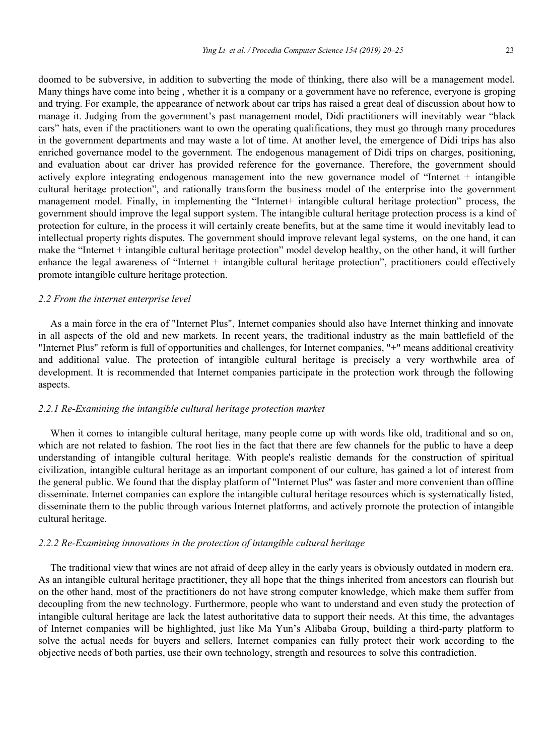doomed to be subversive, in addition to subverting the mode of thinking, there also will be a management model. Many things have come into being , whether it is a company or a government have no reference, everyone is groping and trying. For example, the appearance of network about car trips has raised a great deal of discussion about how to manage it. Judging from the government's past management model, Didi practitioners will inevitably wear "black cars" hats, even if the practitioners want to own the operating qualifications, they must go through many procedures in the government departments and may waste a lot of time. At another level, the emergence of Didi trips has also enriched governance model to the government. The endogenous management of Didi trips on charges, positioning, and evaluation about car driver has provided reference for the governance. Therefore, the government should actively explore integrating endogenous management into the new governance model of "Internet + intangible cultural heritage protection", and rationally transform the business model of the enterprise into the government management model. Finally, in implementing the "Internet+ intangible cultural heritage protection" process, the government should improve the legal support system. The intangible cultural heritage protection process is a kind of protection for culture, in the process it will certainly create benefits, but at the same time it would inevitably lead to intellectual property rights disputes. The government should improve relevant legal systems, on the one hand, it can make the "Internet + intangible cultural heritage protection" model develop healthy, on the other hand, it will further enhance the legal awareness of "Internet + intangible cultural heritage protection", practitioners could effectively promote intangible culture heritage protection.

### *2.2 From the internet enterprise level*

As a main force in the era of "Internet Plus", Internet companies should also have Internet thinking and innovate in all aspects of the old and new markets. In recent years, the traditional industry as the main battlefield of the "Internet Plus" reform is full of opportunities and challenges, for Internet companies, "+" means additional creativity and additional value. The protection of intangible cultural heritage is precisely a very worthwhile area of development. It is recommended that Internet companies participate in the protection work through the following aspects.

#### *2.2.1 Re-Examining the intangible cultural heritage protection market*

When it comes to intangible cultural heritage, many people come up with words like old, traditional and so on, which are not related to fashion. The root lies in the fact that there are few channels for the public to have a deep understanding of intangible cultural heritage. With people's realistic demands for the construction of spiritual civilization, intangible cultural heritage as an important component of our culture, has gained a lot of interest from the general public. We found that the display platform of "Internet Plus" was faster and more convenient than offline disseminate. Internet companies can explore the intangible cultural heritage resources which is systematically listed, disseminate them to the public through various Internet platforms, and actively promote the protection of intangible cultural heritage.

#### *2.2.2 Re-Examining innovations in the protection of intangible cultural heritage*

The traditional view that wines are not afraid of deep alley in the early years is obviously outdated in modern era. As an intangible cultural heritage practitioner, they all hope that the things inherited from ancestors can flourish but on the other hand, most of the practitioners do not have strong computer knowledge, which make them suffer from decoupling from the new technology. Furthermore, people who want to understand and even study the protection of intangible cultural heritage are lack the latest authoritative data to support their needs. At this time, the advantages of Internet companies will be highlighted, just like Ma Yun's Alibaba Group, building a third-party platform to solve the actual needs for buyers and sellers, Internet companies can fully protect their work according to the objective needs of both parties, use their own technology, strength and resources to solve this contradiction.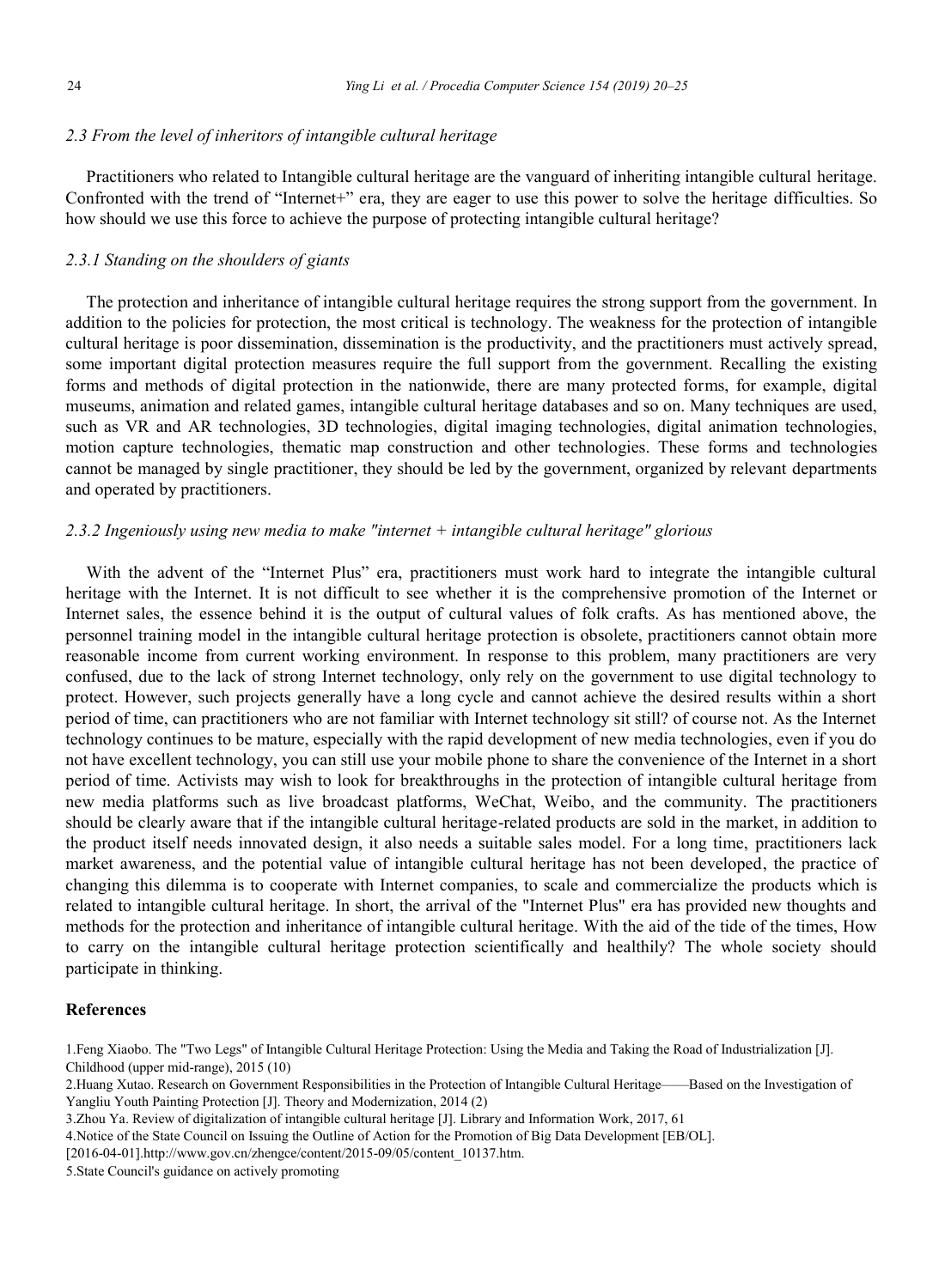### *2.3 From the level of inheritors of intangible cultural heritage*

Practitioners who related to Intangible cultural heritage are the vanguard of inheriting intangible cultural heritage. Confronted with the trend of "Internet+" era, they are eager to use this power to solve the heritage difficulties. So how should we use this force to achieve the purpose of protecting intangible cultural heritage?

#### *2.3.1 Standing on the shoulders of giants*

The protection and inheritance of intangible cultural heritage requires the strong support from the government. In addition to the policies for protection, the most critical is technology. The weakness for the protection of intangible cultural heritage is poor dissemination, dissemination is the productivity, and the practitioners must actively spread, some important digital protection measures require the full support from the government. Recalling the existing forms and methods of digital protection in the nationwide, there are many protected forms, for example, digital museums, animation and related games, intangible cultural heritage databases and so on. Many techniques are used, such as VR and AR technologies, 3D technologies, digital imaging technologies, digital animation technologies, motion capture technologies, thematic map construction and other technologies. These forms and technologies cannot be managed by single practitioner, they should be led by the government, organized by relevant departments and operated by practitioners.

#### *2.3.2 Ingeniously using new media to make "internet + intangible cultural heritage" glorious*

With the advent of the "Internet Plus" era, practitioners must work hard to integrate the intangible cultural heritage with the Internet. It is not difficult to see whether it is the comprehensive promotion of the Internet or Internet sales, the essence behind it is the output of cultural values of folk crafts. As has mentioned above, the personnel training model in the intangible cultural heritage protection is obsolete, practitioners cannot obtain more reasonable income from current working environment. In response to this problem, many practitioners are very confused, due to the lack of strong Internet technology, only rely on the government to use digital technology to protect. However, such projects generally have a long cycle and cannot achieve the desired results within a short period of time, can practitioners who are not familiar with Internet technology sit still? of course not. As the Internet technology continues to be mature, especially with the rapid development of new media technologies, even if you do not have excellent technology, you can still use your mobile phone to share the convenience of the Internet in a short period of time. Activists may wish to look for breakthroughs in the protection of intangible cultural heritage from new media platforms such as live broadcast platforms, WeChat, Weibo, and the community. The practitioners should be clearly aware that if the intangible cultural heritage-related products are sold in the market, in addition to the product itself needs innovated design, it also needs a suitable sales model. For a long time, practitioners lack market awareness, and the potential value of intangible cultural heritage has not been developed, the practice of changing this dilemma is to cooperate with Internet companies, to scale and commercialize the products which is related to intangible cultural heritage. In short, the arrival of the "Internet Plus" era has provided new thoughts and methods for the protection and inheritance of intangible cultural heritage. With the aid of the tide of the times, How to carry on the intangible cultural heritage protection scientifically and healthily? The whole society should participate in thinking.

## References

1.Feng Xiaobo. The "Two Legs" of Intangible Cultural Heritage Protection: Using the Media and Taking the Road of Industrialization [J]. Childhood (upper mid-range), 2015 (10)

2.Huang Xutao. Research on Government Responsibilities in the Protection of Intangible Cultural Heritage——Based on the Investigation of Yangliu Youth Painting Protection [J]. Theory and Modernization, 2014 (2)

3.Zhou Ya. Review of digitalization of intangible cultural heritage [J]. Library and Information Work, 2017, 61

4.Notice of the State Council on Issuing the Outline of Action for the Promotion of Big Data Development [EB/OL]. [2016-04-01].http://www.gov.cn/zhengce/content/2015-09/05/content_10137.htm.

5.State Council's guidance on actively promoting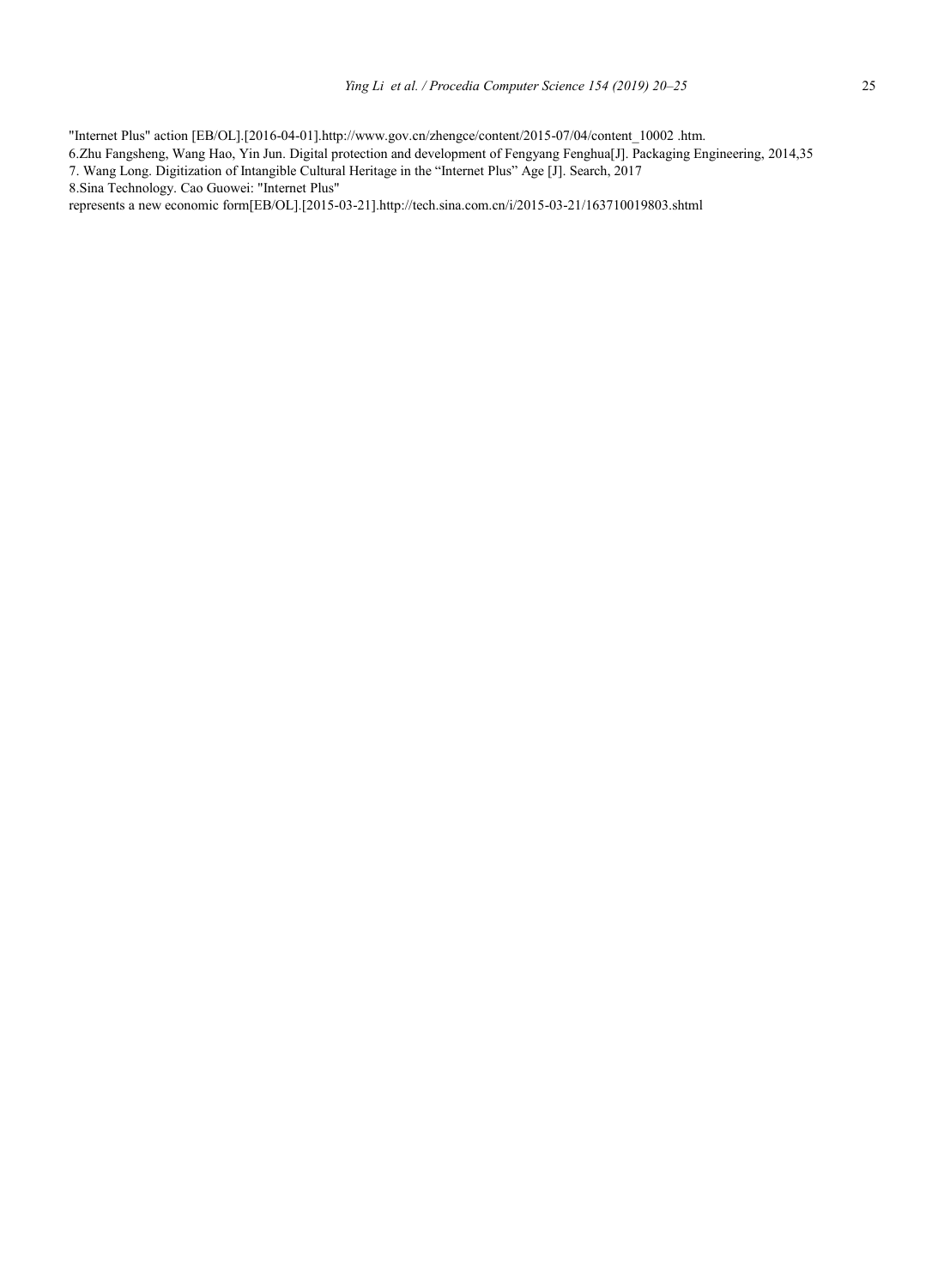"Internet Plus" action [EB/OL].[2016-04-01].http://www.gov.cn/zhengce/content/2015-07/04/content_10002 .htm.

6.Zhu Fangsheng, Wang Hao, Yin Jun. Digital protection and development of Fengyang Fenghua[J]. Packaging Engineering, 2014,35

7. Wang Long. Digitization of Intangible Cultural Heritage in the “Internet Plus” Age [J]. Search, 2017

8.Sina Technology. Cao Guowei: "Internet Plus"
represents a new economic form[EB/OL].[2015-03-21].http://tech.sina.com.cn/i/2015-03-21/163710019803.shtml